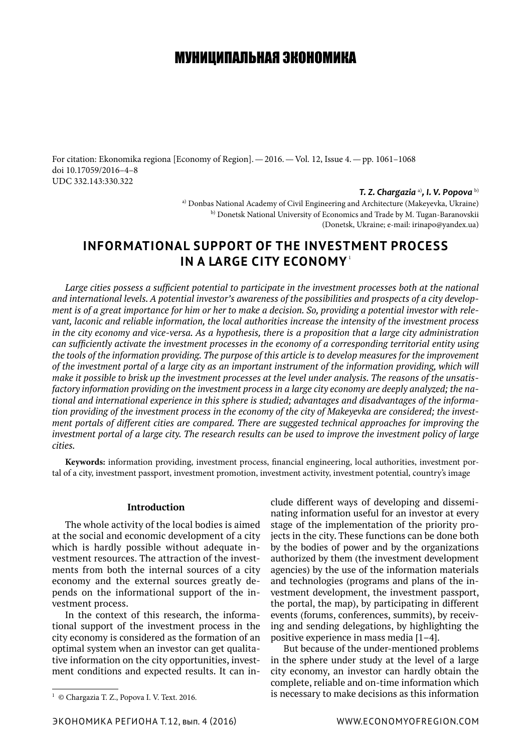# МУНИЦИПАЛЬНАЯ ЭКОНОМИКА

For citation: Ekonomika regiona [Economy of Region]. — 2016. — Vol. 12, Issue 4. — pp. 1061–1068
doi 10.17059/2016–4–8
UDC 332.143:330.322

***T. Z. Chargazia*** [a]***, I. V. Popova*** [b]

[a] Donbas National Academy of Civil Engineering and Architecture (Makeyevka, Ukraine)
[b] Donetsk National University of Economics and Trade by M. Tugan-Baranovskii
(Donetsk, Ukraine; e-mail: irinapo@yandex.ua)

## INFORMATIONAL SUPPORT OF THE INVESTMENT PROCESS IN A LARGE CITY ECONOMY [1]

*Large cities possess a sufficient potential to participate in the investment processes both at the national and international levels. A potential investor's awareness of the possibilities and prospects of a city development is of a great importance for him or her to make a decision. So, providing a potential investor with relevant, laconic and reliable information, the local authorities increase the intensity of the investment process in the city economy and vice-versa. As a hypothesis, there is a proposition that a large city administration can sufficiently activate the investment processes in the economy of a corresponding territorial entity using the tools of the information providing. The purpose of this article is to develop measures for the improvement of the investment portal of a large city as an important instrument of the information providing, which will make it possible to brisk up the investment processes at the level under analysis. The reasons of the unsatisfactory information providing on the investment process in a large city economy are deeply analyzed; the national and international experience in this sphere is studied; advantages and disadvantages of the information providing of the investment process in the economy of the city of Makeyevka are considered; the investment portals of different cities are compared. There are suggested technical approaches for improving the investment portal of a large city. The research results can be used to improve the investment policy of large cities.*

**Keywords:** information providing, investment process, financial engineering, local authorities, investment portal of a city, investment passport, investment promotion, investment activity, investment potential, country's image

### Introduction

The whole activity of the local bodies is aimed at the social and economic development of a city which is hardly possible without adequate investment resources. The attraction of the investments from both the internal sources of a city economy and the external sources greatly depends on the informational support of the investment process.

In the context of this research, the informational support of the investment process in the city economy is considered as the formation of an optimal system when an investor can get qualitative information on the city opportunities, investment conditions and expected results. It can include different ways of developing and disseminating information useful for an investor at every stage of the implementation of the priority projects in the city. These functions can be done both by the bodies of power and by the organizations authorized by them (the investment development agencies) by the use of the information materials and technologies (programs and plans of the investment development, the investment passport, the portal, the map), by participating in different events (forums, conferences, summits), by receiving and sending delegations, by highlighting the positive experience in mass media [1–4].

But because of the under-mentioned problems in the sphere under study at the level of a large city economy, an investor can hardly obtain the complete, reliable and on-time information which is necessary to make decisions as this information

[1] © Chargazia T. Z., Popova I. V. Text. 2016.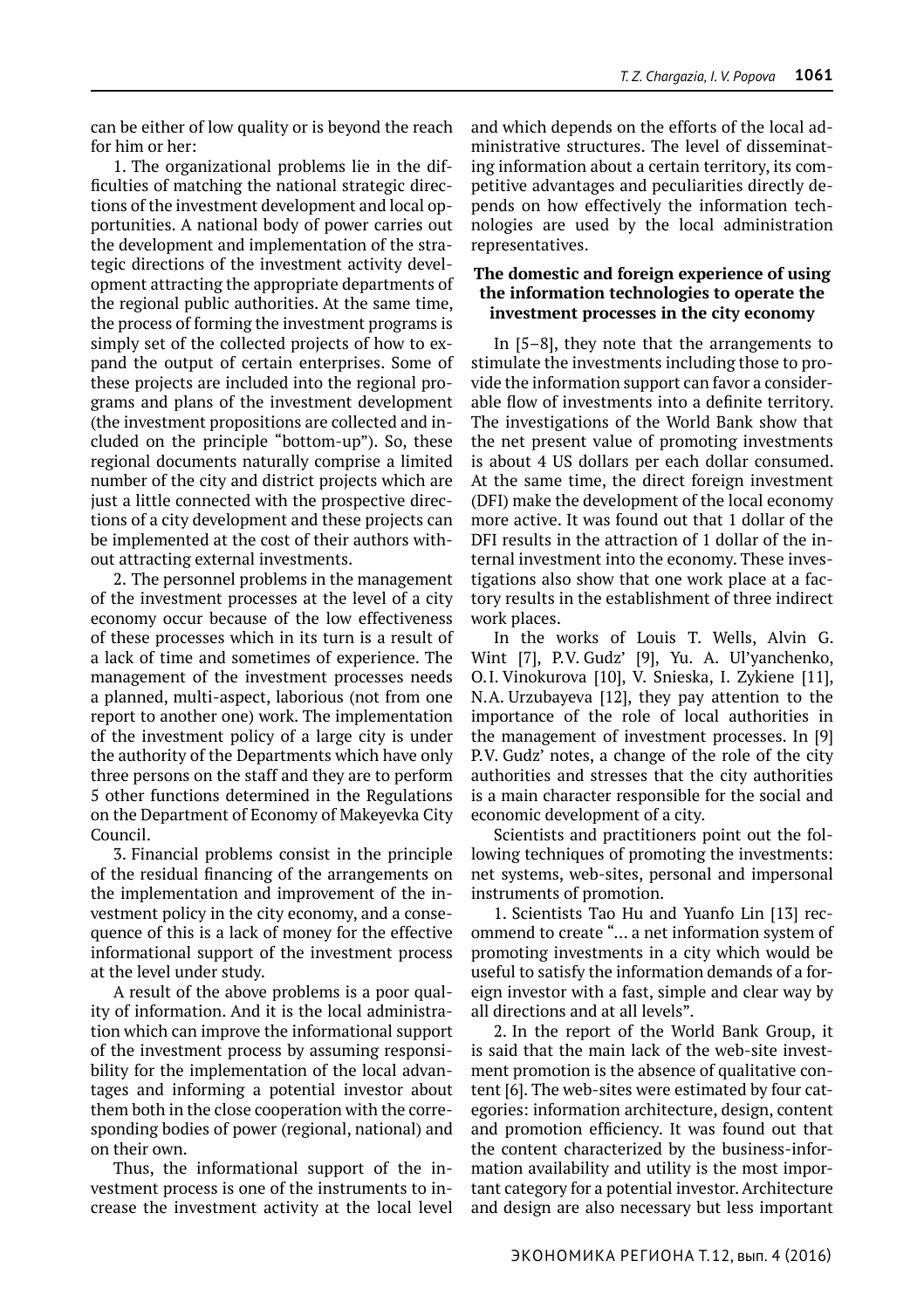can be either of low quality or is beyond the reach for him or her:

1. The organizational problems lie in the difficulties of matching the national strategic directions of the investment development and local opportunities. A national body of power carries out the development and implementation of the strategic directions of the investment activity development attracting the appropriate departments of the regional public authorities. At the same time, the process of forming the investment programs is simply set of the collected projects of how to expand the output of certain enterprises. Some of these projects are included into the regional programs and plans of the investment development (the investment propositions are collected and included on the principle "bottom-up"). So, these regional documents naturally comprise a limited number of the city and district projects which are just a little connected with the prospective directions of a city development and these projects can be implemented at the cost of their authors without attracting external investments.

2. The personnel problems in the management of the investment processes at the level of a city economy occur because of the low effectiveness of these processes which in its turn is a result of a lack of time and sometimes of experience. The management of the investment processes needs a planned, multi-aspect, laborious (not from one report to another one) work. The implementation of the investment policy of a large city is under the authority of the Departments which have only three persons on the staff and they are to perform 5 other functions determined in the Regulations on the Department of Economy of Makeyevka City Council.

3. Financial problems consist in the principle of the residual financing of the arrangements on the implementation and improvement of the investment policy in the city economy, and a consequence of this is a lack of money for the effective informational support of the investment process at the level under study.

A result of the above problems is a poor quality of information. And it is the local administration which can improve the informational support of the investment process by assuming responsibility for the implementation of the local advantages and informing a potential investor about them both in the close cooperation with the corresponding bodies of power (regional, national) and on their own.

Thus, the informational support of the investment process is one of the instruments to increase the investment activity at the local level and which depends on the efforts of the local administrative structures. The level of disseminating information about a certain territory, its competitive advantages and peculiarities directly depends on how effectively the information technologies are used by the local administration representatives.

### The domestic and foreign experience of using the information technologies to operate the investment processes in the city economy

In [5–8], they note that the arrangements to stimulate the investments including those to provide the information support can favor a considerable flow of investments into a definite territory. The investigations of the World Bank show that the net present value of promoting investments is about 4 US dollars per each dollar consumed. At the same time, the direct foreign investment (DFI) make the development of the local economy more active. It was found out that 1 dollar of the DFI results in the attraction of 1 dollar of the internal investment into the economy. These investigations also show that one work place at a factory results in the establishment of three indirect work places.

In the works of Louis T. Wells, Alvin G. Wint [7], P.V. Gudz' [9], Yu. A. Ul'yanchenko, O.I. Vinokurova [10], V. Snieska, I. Zykiene [11], N.A. Urzubayeva [12], they pay attention to the importance of the role of local authorities in the management of investment processes. In [9] P.V. Gudz' notes, a change of the role of the city authorities and stresses that the city authorities is a main character responsible for the social and economic development of a city.

Scientists and practitioners point out the following techniques of promoting the investments: net systems, web-sites, personal and impersonal instruments of promotion.

1. Scientists Tao Hu and Yuanfo Lin [13] recommend to create "… a net information system of promoting investments in a city which would be useful to satisfy the information demands of a foreign investor with a fast, simple and clear way by all directions and at all levels".

2. In the report of the World Bank Group, it is said that the main lack of the web-site investment promotion is the absence of qualitative content [6]. The web-sites were estimated by four categories: information architecture, design, content and promotion efficiency. It was found out that the content characterized by the business-information availability and utility is the most important category for a potential investor. Architecture and design are also necessary but less important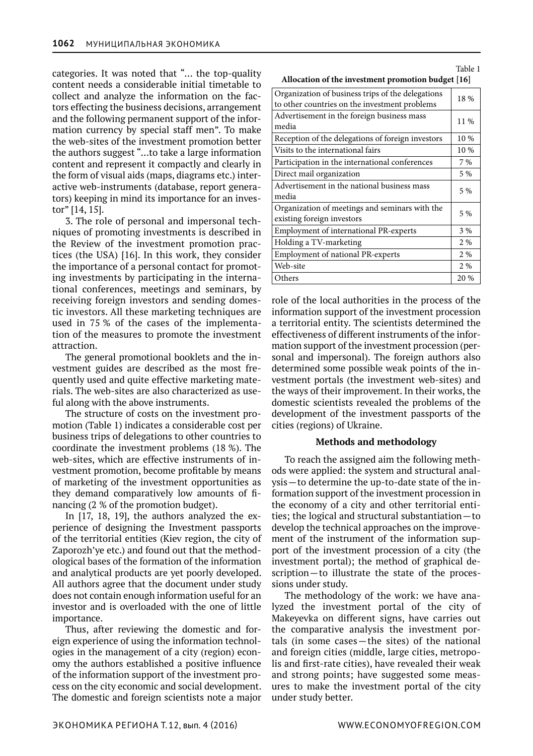categories. It was noted that "... the top-quality content needs a considerable initial timetable to collect and analyze the information on the factors effecting the business decisions, arrangement and the following permanent support of the information currency by special staff men". To make the web-sites of the investment promotion better the authors suggest "...to take a large information content and represent it compactly and clearly in the form of visual aids (maps, diagrams etc.) interactive web-instruments (database, report generators) keeping in mind its importance for an investor" [14, 15].

3. The role of personal and impersonal techniques of promoting investments is described in the Review of the investment promotion practices (the USA) [16]. In this work, they consider the importance of a personal contact for promoting investments by participating in the international conferences, meetings and seminars, by receiving foreign investors and sending domestic investors. All these marketing techniques are used in 75 % of the cases of the implementation of the measures to promote the investment attraction.

The general promotional booklets and the investment guides are described as the most frequently used and quite effective marketing materials. The web-sites are also characterized as useful along with the above instruments.

The structure of costs on the investment promotion (Table 1) indicates a considerable cost per business trips of delegations to other countries to coordinate the investment problems (18 %). The web-sites, which are effective instruments of investment promotion, become profitable by means of marketing of the investment opportunities as they demand comparatively low amounts of financing (2 % of the promotion budget).

In [17, 18, 19], the authors analyzed the experience of designing the Investment passports of the territorial entities (Kiev region, the city of Zaporozh'ye etc.) and found out that the methodological bases of the formation of the information and analytical products are yet poorly developed. All authors agree that the document under study does not contain enough information useful for an investor and is overloaded with the one of little importance.

Thus, after reviewing the domestic and foreign experience of using the information technologies in the management of a city (region) economy the authors established a positive influence of the information support of the investment process on the city economic and social development. The domestic and foreign scientists note a major role of the local authorities in the process of the information support of the investment procession a territorial entity. The scientists determined the effectiveness of different instruments of the information support of the investment procession (personal and impersonal). The foreign authors also determined some possible weak points of the investment portals (the investment web-sites) and the ways of their improvement. In their works, the domestic scientists revealed the problems of the development of the investment passports of the cities (regions) of Ukraine.

Table 1

**Allocation of the investment promotion budget [16]**

| Item | Share |
|---|---|
| Organization of business trips of the delegations to other countries on the investment problems | 18 % |
| Advertisement in the foreign business mass media | 11 % |
| Reception of the delegations of foreign investors | 10 % |
| Visits to the international fairs | 10 % |
| Participation in the international conferences | 7 % |
| Direct mail organization | 5 % |
| Advertisement in the national business mass media | 5 % |
| Organization of meetings and seminars with the existing foreign investors | 5 % |
| Employment of international PR-experts | 3 % |
| Holding a TV-marketing | 2 % |
| Employment of national PR-experts | 2 % |
| Web-site | 2 % |
| Others | 20 % |

## Methods and methodology

To reach the assigned aim the following methods were applied: the system and structural analysis — to determine the up-to-date state of the information support of the investment procession in the economy of a city and other territorial entities; the logical and structural substantiation — to develop the technical approaches on the improvement of the instrument of the information support of the investment procession of a city (the investment portal); the method of graphical description — to illustrate the state of the processions under study.

The methodology of the work: we have analyzed the investment portal of the city of Makeyevka on different signs, have carries out the comparative analysis the investment portals (in some cases — the sites) of the national and foreign cities (middle, large cities, metropolis and first-rate cities), have revealed their weak and strong points; have suggested some measures to make the investment portal of the city under study better.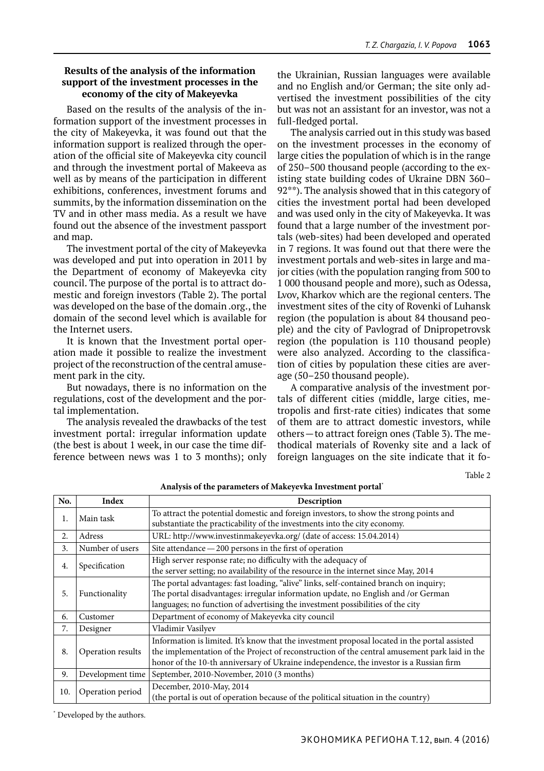### Results of the analysis of the information support of the investment processes in the economy of the city of Makeyevka

Based on the results of the analysis of the information support of the investment processes in the city of Makeyevka, it was found out that the information support is realized through the operation of the official site of Makeyevka city council and through the investment portal of Makeeva as well as by means of the participation in different exhibitions, conferences, investment forums and summits, by the information dissemination on the TV and in other mass media. As a result we have found out the absence of the investment passport and map.

The investment portal of the city of Makeyevka was developed and put into operation in 2011 by the Department of economy of Makeyevka city council. The purpose of the portal is to attract domestic and foreign investors (Table 2). The portal was developed on the base of the domain .org., the domain of the second level which is available for the Internet users.

It is known that the Investment portal operation made it possible to realize the investment project of the reconstruction of the central amusement park in the city.

But nowadays, there is no information on the regulations, cost of the development and the portal implementation.

The analysis revealed the drawbacks of the test investment portal: irregular information update (the best is about 1 week, in our case the time difference between news was 1 to 3 months); only the Ukrainian, Russian languages were available and no English and/or German; the site only advertised the investment possibilities of the city but was not an assistant for an investor, was not a full-fledged portal.

The analysis carried out in this study was based on the investment processes in the economy of large cities the population of which is in the range of 250–500 thousand people (according to the existing state building codes of Ukraine DBN 360–92**). The analysis showed that in this category of cities the investment portal had been developed and was used only in the city of Makeyevka. It was found that a large number of the investment portals (web-sites) had been developed and operated in 7 regions. It was found out that there were the investment portals and web-sites in large and major cities (with the population ranging from 500 to 1 000 thousand people and more), such as Odessa, Lvov, Kharkov which are the regional centers. The investment sites of the city of Rovenki of Luhansk region (the population is about 84 thousand people) and the city of Pavlograd of Dnipropetrovsk region (the population is 110 thousand people) were also analyzed. According to the classification of cities by population these cities are average (50–250 thousand people).

A comparative analysis of the investment portals of different cities (middle, large cities, metropolis and first-rate cities) indicates that some of them are to attract domestic investors, while others — to attract foreign ones (Table 3). The methodical materials of Rovenky site and a lack of foreign languages on the site indicate that it fo-

Table 2

**Analysis of the parameters of Makeyevka Investment portal***

| No. | Index | Description |
|---|---|---|
| 1. | Main task | To attract the potential domestic and foreign investors, to show the strong points and substantiate the practicability of the investments into the city economy. |
| 2. | Adress | URL: http://www.investinmakeyevka.org/ (date of access: 15.04.2014) |
| 3. | Number of users | Site attendance — 200 persons in the first of operation |
| 4. | Specification | High server response rate; no difficulty with the adequacy of the server setting; no availability of the resource in the internet since May, 2014 |
| 5. | Functionality | The portal advantages: fast loading, "alive" links, self-contained branch on inquiry; The portal disadvantages: irregular information update, no English and /or German languages; no function of advertising the investment possibilities of the city |
| 6. | Customer | Department of economy of Makeyevka city council |
| 7. | Designer | Vladimir Vasilyev |
| 8. | Operation results | Information is limited. It's know that the investment proposal located in the portal assisted the implementation of the Project of reconstruction of the central amusement park laid in the honor of the 10-th anniversary of Ukraine independence, the investor is a Russian firm |
| 9. | Development time | September, 2010-November, 2010 (3 months) |
| 10. | Operation period | December, 2010-May, 2014 (the portal is out of operation because of the political situation in the country) |

* Developed by the authors.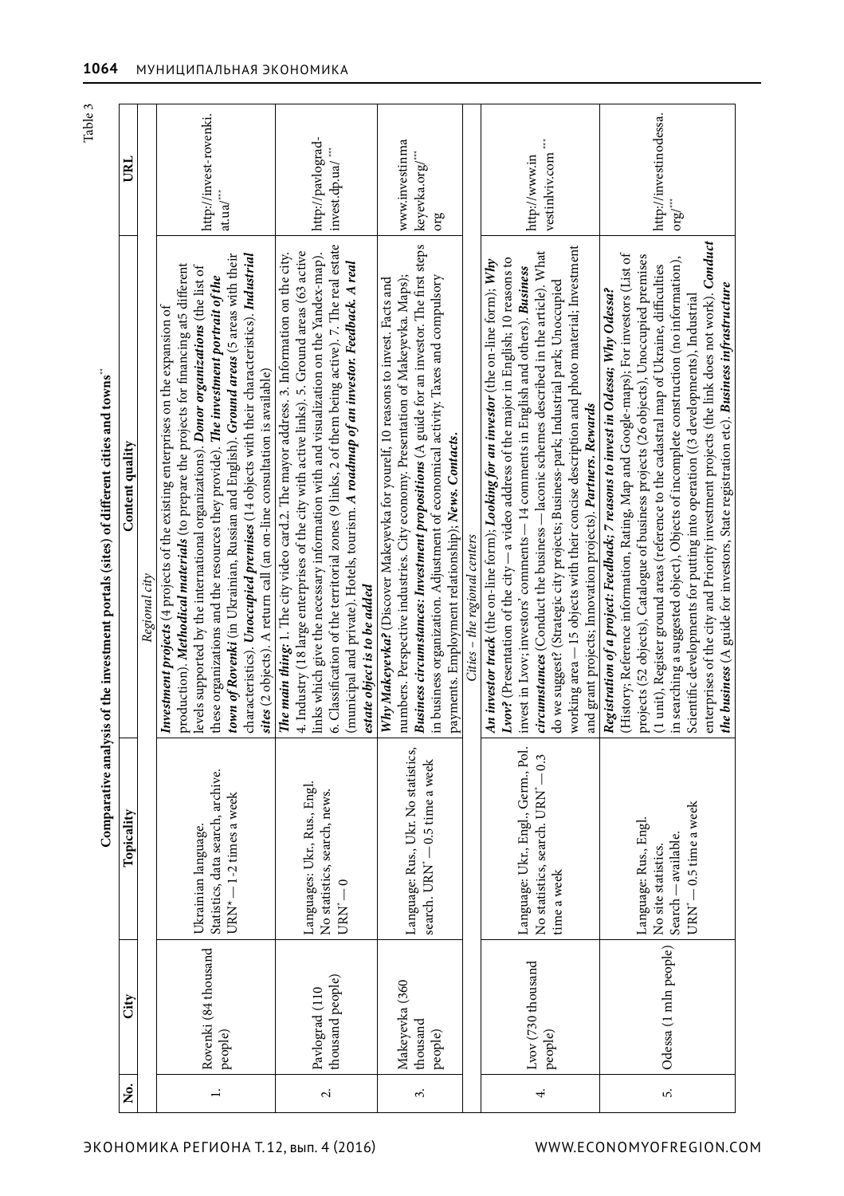Table 3

**Comparative analysis of the investment portals (sites) of different cities and towns**[**]

| No. | City | Topicality | Content quality | URL |
|---|---|---|---|---|
| | | | *Regional city* | |
| 1. | Rovenki (84 thousand people) | Ukrainian language. Statistics, data search, archive. URN* — 1-2 times a week | ***Investment projects*** (4 projects of the existing enterprises on the expansion of production). ***Methodical materials*** (to prepare the projects for financing at5 different levels supported by the international organizations). ***Donor organizations*** (the list of these organizations and the resources they provide). ***The investment portrait of the town of Rovenki*** (in Ukrainian, Russian and English). ***Ground areas*** (5 areas with their characteristics). ***Unoccupied premises*** (14 objects with their characteristics). ***Industrial sites*** (2 objects). A return call (an on-line consultation is available) | http://invest-rovenki.at.ua/[***] |
| 2. | Pavlograd (110 thousand people) | Languages: Ukr., Rus., Engl. No statistics, search, news. URN* — 0 | ***The main thing:*** 1. The city video card.2. The mayor address. 3. Information on the city. 4. Industry (18 large enterprises of the city with active links). 5. Ground areas (63 active links which give the necessary information with and visualization on the Yandex-map). 6. Classification of the territorial zones (9 links, 2 of them being active). 7. The real estate (municipal and private). Hotels, tourism. ***A roadmap of an investor. Feedback. A real estate object is to be added*** | http://pavlograd-invest.dp.ua/[***] |
| 3. | Makeyevka (360 thousand people) | Language: Rus., Ukr. No statistics, search. URN* — 0.5 time a week | ***Why Makeyevka?*** (Discover Makeyevka for yourelf, 10 reasons to invest. Facts and numbers. Perspective industries. City economy. Presentation of Makeyevka. Maps); ***Business circumstances: Investment propositions*** (A guide for an investor. The first steps in business organization. Adjustment of economical activity. Taxes and compulsory payments. Employment relationship); ***News. Contacts.*** | www.investinmakeyevka.org/[***] org |
| | | | *Cities – the regional centers* | |
| 4. | Lvov (730 thousand people) | Language: Ukr., Engl., Germ., Pol. No statistics, search. URN* — 0.3 time a week | ***An investor track*** (the on-line form); ***Looking for an investor*** (the on-line form); ***Why Lvov?*** (Presentation of the city — a video address of the major in English; 10 reasons to invest in Lvov; investors' comments — 14 comments in English and others). ***Business circumstances*** (Conduct the business — laconic schemes described in the article). What do we suggest? (Strategic city projects; Business-park; Industrial park; Unoccupied working area — 15 objects with their concise description and photo material; Investment and grant projects; Innovation projects). ***Partners. Rewards*** | http://www.investinlviv.com[***] |
| 5. | Odessa (1 mln people) | Language: Rus., Engl. No site statistics. Search — available. URN* — 0.5 time a week | ***Registration of a project: Feedback; 7 reasons to invest in Odessa; Why Odessa?*** (History, Reference information, Rating, Map and Google-maps); For investors (List of projects (52 objects), Catalogue of business projects (26 objects), Unoccupied premises (1 unit), Register ground areas (reference to the cadastral map of Ukraine, difficulties in searching a suggested object), Objects of incomplete construction (no information), Scientific developments for putting into operation ((3 developments), Industrial enterprises of the city and Priority investment projects (the link does not work). ***Conduct the business*** (A guide for investors, State registration etc). ***Business infrastructure*** | http://investinodessa.org[***] |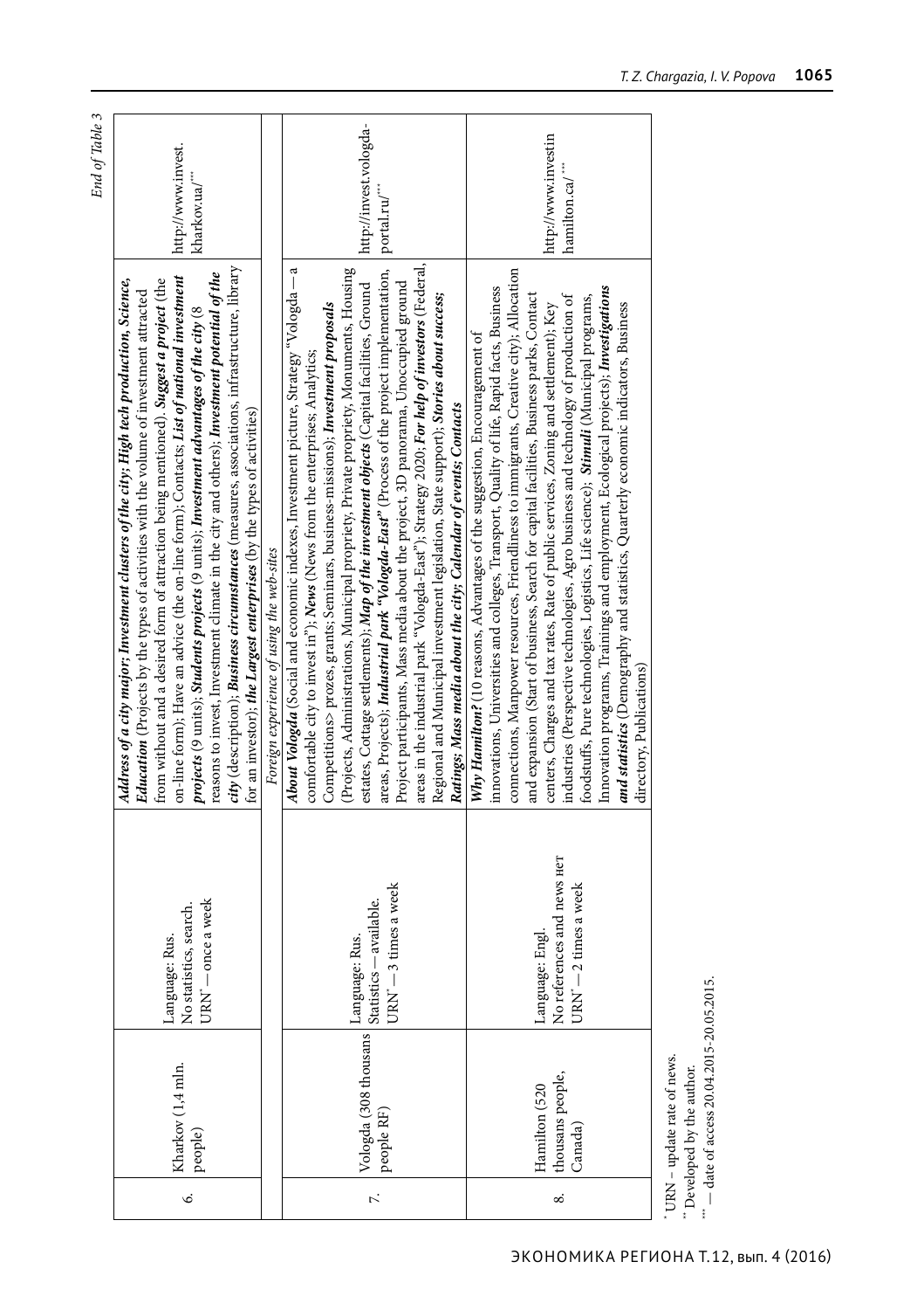*End of Table 3*

| | | | | |
|---|---|---|---|---|
| 6. | Kharkov (1,4 mln. people) | Language: Rus. No statistics, search. URN* — once a week | ***Address of a city major; Investment clusters of the city; High tech production, Science, Education*** (Projects by the types of activities with the volume of investment attracted from without and a desired form of attraction being mentioned). ***Suggest a project*** (the on-line form); Have an advice (the on-line form); Contacts; ***List of national investment projects*** (9 units); ***Students projects*** (9 units); ***Investment advantages of the city*** (8 reasons to invest, Investment climate in the city and others); ***Investment potential of the city*** (description); ***Business circumstances*** (measures, associations, infrastructure, library for an investor); ***the Largest enterprises*** (by the types of activities) | http://www.invest.kharkov.ua/*** |
| | | | *Foreign experience of using the web-sites* | |
| 7. | Vologda (308 thousans people RF) | Language: Rus. Statistics — available. URN* — 3 times a week | ***About Vologda*** (Social and economic indexes, Investment picture, Strategy "Vologda — a comfortable city to invest in"); ***News*** (News from the enterprises; Analytics; Competitions> prozes, grants; Seminars, business-missions); ***Investment proposals*** (Projects, Administrations, Municipal propriety, Private propriety, Monuments, Housing estates, Cottage settlements); ***Map of the investment objects*** (Capital facilities, Ground areas, Projects); ***Industrial park "Vologda-East"*** (Process of the project implementation, Project participants, Mass media about the project, 3D panorama, Unoccupied ground areas in the industrial park "Vologda-East"; Strategy 2020; ***For help of investors*** (Federal, Regional and Municipal investment legislation, State support); ***Stories about success; Ratings; Mass media about the city; Calendar of events; Contacts*** | http://invest.vologda-portal.ru/*** |
| 8. | Hamilton (520 thousands people, Canada) | Language: Engl. No references and news нет URN* — 2 times a week | ***Why Hamilton?*** (10 reasons, Advantages of the suggestion, Encouragement of innovations, Universities and colleges, Transport, Quality of life, Rapid facts, Business connections, Manpower resources, Friendliness to immigrants, Creative city); Allocation and expansion (Start of business, Search for capital facilities, Business parks, Contact centers, Charges and tax rates, Rate of public services, Zoning and settlement); Key industries (Perspective technologies, Agro business and technology of production of foodstuffs, Pure technologies, Logistics, Life science); ***Stimuli*** (Municipal programs, Innovation programs, Trainings and employment, Ecological projects); ***Investigations and statistics*** (Demography and statistics, Quarterly economic indicators, Business directory, Publications) | http://www.investinhamilton.ca/*** |

\* URN – update rate of news.
\*\* Developed by the author.
\*\*\* — date of access 20.04.2015-20.05.2015.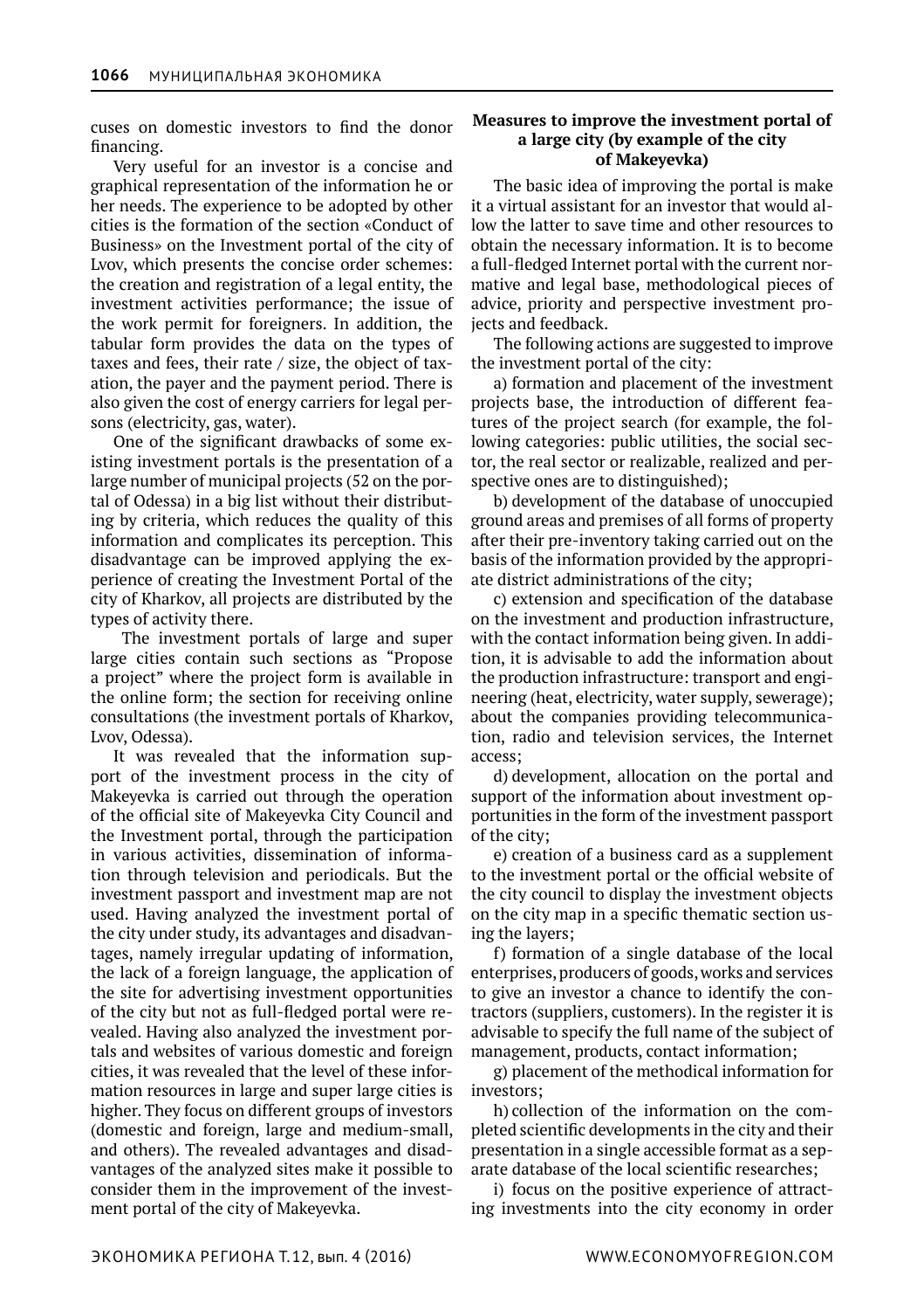cuses on domestic investors to find the donor financing.

Very useful for an investor is a concise and graphical representation of the information he or her needs. The experience to be adopted by other cities is the formation of the section «Conduct of Business» on the Investment portal of the city of Lvov, which presents the concise order schemes: the creation and registration of a legal entity, the investment activities performance; the issue of the work permit for foreigners. In addition, the tabular form provides the data on the types of taxes and fees, their rate / size, the object of taxation, the payer and the payment period. There is also given the cost of energy carriers for legal persons (electricity, gas, water).

One of the significant drawbacks of some existing investment portals is the presentation of a large number of municipal projects (52 on the portal of Odessa) in a big list without their distributing by criteria, which reduces the quality of this information and complicates its perception. This disadvantage can be improved applying the experience of creating the Investment Portal of the city of Kharkov, all projects are distributed by the types of activity there.

The investment portals of large and super large cities contain such sections as "Propose a project" where the project form is available in the online form; the section for receiving online consultations (the investment portals of Kharkov, Lvov, Odessa).

It was revealed that the information support of the investment process in the city of Makeyevka is carried out through the operation of the official site of Makeyevka City Council and the Investment portal, through the participation in various activities, dissemination of information through television and periodicals. But the investment passport and investment map are not used. Having analyzed the investment portal of the city under study, its advantages and disadvantages, namely irregular updating of information, the lack of a foreign language, the application of the site for advertising investment opportunities of the city but not as full-fledged portal were revealed. Having also analyzed the investment portals and websites of various domestic and foreign cities, it was revealed that the level of these information resources in large and super large cities is higher. They focus on different groups of investors (domestic and foreign, large and medium-small, and others). The revealed advantages and disadvantages of the analyzed sites make it possible to consider them in the improvement of the investment portal of the city of Makeyevka.

### Measures to improve the investment portal of a large city (by example of the city of Makeyevka)

The basic idea of improving the portal is make it a virtual assistant for an investor that would allow the latter to save time and other resources to obtain the necessary information. It is to become a full-fledged Internet portal with the current normative and legal base, methodological pieces of advice, priority and perspective investment projects and feedback.

The following actions are suggested to improve the investment portal of the city:

a) formation and placement of the investment projects base, the introduction of different features of the project search (for example, the following categories: public utilities, the social sector, the real sector or realizable, realized and perspective ones are to distinguished);

b) development of the database of unoccupied ground areas and premises of all forms of property after their pre-inventory taking carried out on the basis of the information provided by the appropriate district administrations of the city;

c) extension and specification of the database on the investment and production infrastructure, with the contact information being given. In addition, it is advisable to add the information about the production infrastructure: transport and engineering (heat, electricity, water supply, sewerage); about the companies providing telecommunication, radio and television services, the Internet access;

d) development, allocation on the portal and support of the information about investment opportunities in the form of the investment passport of the city;

e) creation of a business card as a supplement to the investment portal or the official website of the city council to display the investment objects on the city map in a specific thematic section using the layers;

f) formation of a single database of the local enterprises, producers of goods, works and services to give an investor a chance to identify the contractors (suppliers, customers). In the register it is advisable to specify the full name of the subject of management, products, contact information;

g) placement of the methodical information for investors;

h) collection of the information on the completed scientific developments in the city and their presentation in a single accessible format as a separate database of the local scientific researches;

i) focus on the positive experience of attracting investments into the city economy in order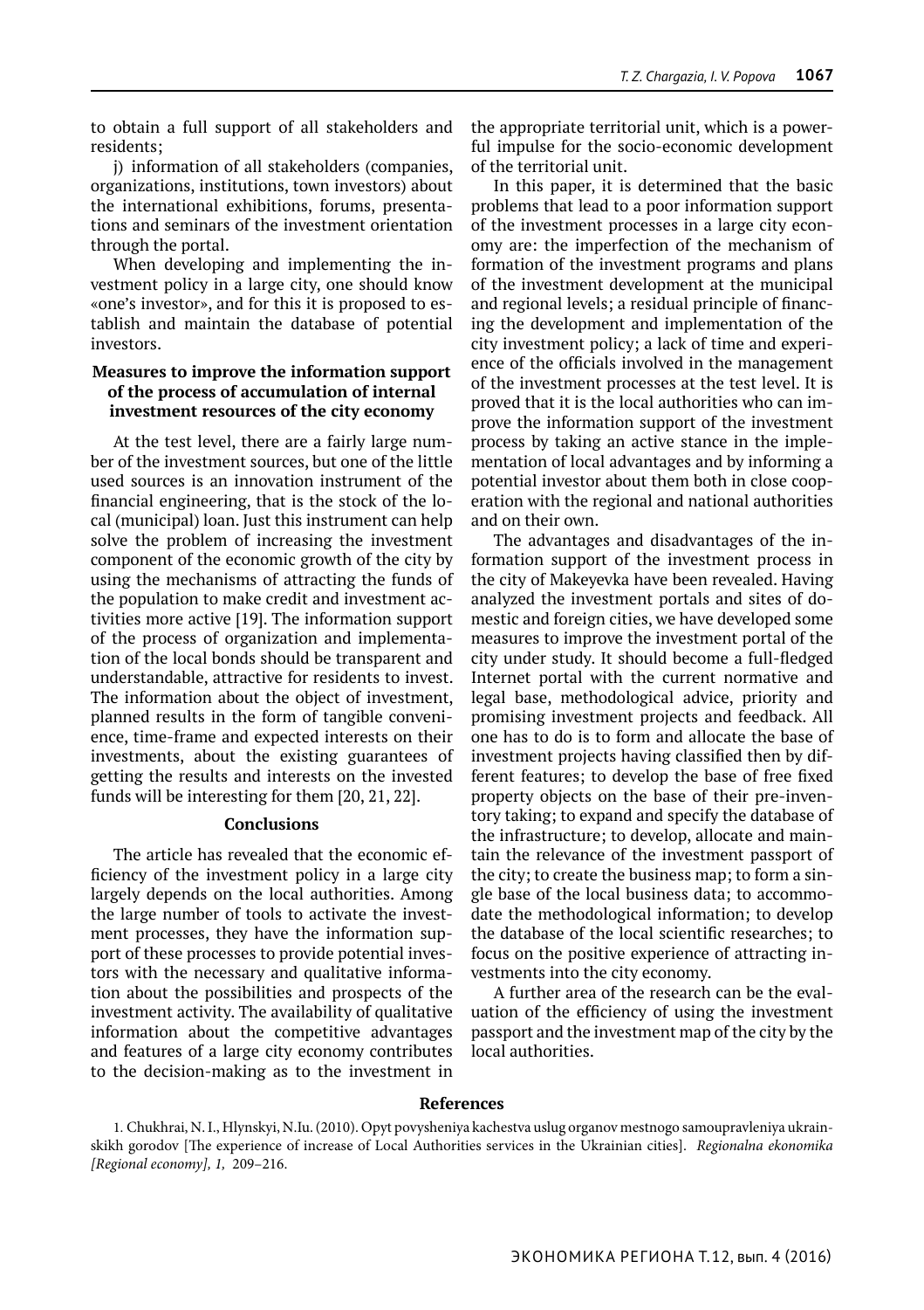to obtain a full support of all stakeholders and residents;

j) information of all stakeholders (companies, organizations, institutions, town investors) about the international exhibitions, forums, presentations and seminars of the investment orientation through the portal.

When developing and implementing the investment policy in a large city, one should know «one's investor», and for this it is proposed to establish and maintain the database of potential investors.

### Measures to improve the information support of the process of accumulation of internal investment resources of the city economy

At the test level, there are a fairly large number of the investment sources, but one of the little used sources is an innovation instrument of the financial engineering, that is the stock of the local (municipal) loan. Just this instrument can help solve the problem of increasing the investment component of the economic growth of the city by using the mechanisms of attracting the funds of the population to make credit and investment activities more active [19]. The information support of the process of organization and implementation of the local bonds should be transparent and understandable, attractive for residents to invest. The information about the object of investment, planned results in the form of tangible convenience, time-frame and expected interests on their investments, about the existing guarantees of getting the results and interests on the invested funds will be interesting for them [20, 21, 22].

### Conclusions

The article has revealed that the economic efficiency of the investment policy in a large city largely depends on the local authorities. Among the large number of tools to activate the investment processes, they have the information support of these processes to provide potential investors with the necessary and qualitative information about the possibilities and prospects of the investment activity. The availability of qualitative information about the competitive advantages and features of a large city economy contributes to the decision-making as to the investment in the appropriate territorial unit, which is a powerful impulse for the socio-economic development of the territorial unit.

In this paper, it is determined that the basic problems that lead to a poor information support of the investment processes in a large city economy are: the imperfection of the mechanism of formation of the investment programs and plans of the investment development at the municipal and regional levels; a residual principle of financing the development and implementation of the city investment policy; a lack of time and experience of the officials involved in the management of the investment processes at the test level. It is proved that it is the local authorities who can improve the information support of the investment process by taking an active stance in the implementation of local advantages and by informing a potential investor about them both in close cooperation with the regional and national authorities and on their own.

The advantages and disadvantages of the information support of the investment process in the city of Makeyevka have been revealed. Having analyzed the investment portals and sites of domestic and foreign cities, we have developed some measures to improve the investment portal of the city under study. It should become a full-fledged Internet portal with the current normative and legal base, methodological advice, priority and promising investment projects and feedback. All one has to do is to form and allocate the base of investment projects having classified then by different features; to develop the base of free fixed property objects on the base of their pre-inventory taking; to expand and specify the database of the infrastructure; to develop, allocate and maintain the relevance of the investment passport of the city; to create the business map; to form a single base of the local business data; to accommodate the methodological information; to develop the database of the local scientific researches; to focus on the positive experience of attracting investments into the city economy.

A further area of the research can be the evaluation of the efficiency of using the investment passport and the investment map of the city by the local authorities.

### References

1. Chukhrai, N. I., Hlynskyi, N.Iu. (2010). Opyt povysheniya kachestva uslug organov mestnogo samoupravleniya ukrainskikh gorodov [The experience of increase of Local Authorities services in the Ukrainian cities]. *Regionalna ekonomika [Regional economy], 1,* 209–216.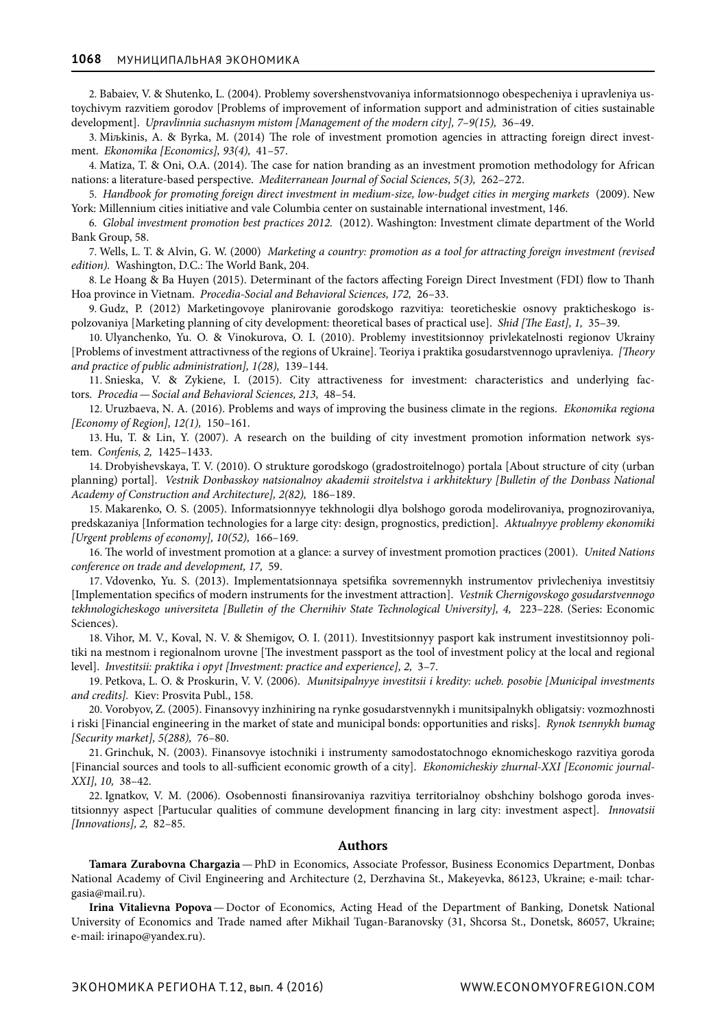2. Babaiev, V. & Shutenko, L. (2004). Problemy sovershenstvovaniya informatsionnogo obespecheniya i upravleniya ustoychivym razvitiem gorodov [Problems of improvement of information support and administration of cities sustainable development]. *Upravlinnia suchasnym mistom [Management of the modern city], 7–9(15),* 36–49.

3. Miљkinis, A. & Byrka, M. (2014) The role of investment promotion agencies in attracting foreign direct investment. *Ekonomika [Economics], 93(4),* 41–57.

4. Matiza, T. & Oni, O.A. (2014). The case for nation branding as an investment promotion methodology for African nations: a literature-based perspective. *Mediterranean Journal of Social Sciences, 5(3),* 262–272.

5. *Handbook for promoting foreign direct investment in medium-size, low-budget cities in merging markets* (2009). New York: Millennium cities initiative and vale Columbia center on sustainable international investment, 146.

6. *Global investment promotion best practices 2012.* (2012). Washington: Investment climate department of the World Bank Group, 58.

7. Wells, L. T. & Alvin, G. W. (2000) *Marketing a country: promotion as a tool for attracting foreign investment (revised edition).* Washington, D.C.: The World Bank, 204.

8. Le Hoang & Ba Huyen (2015). Determinant of the factors affecting Foreign Direct Investment (FDI) flow to Thanh Hoa province in Vietnam. *Procedia-Social and Behavioral Sciences, 172,* 26–33.

9. Gudz, P. (2012) Marketingovoye planirovanie gorodskogo razvitiya: teoreticheskie osnovy prakticheskogo ispolzovaniya [Marketing planning of city development: theoretical bases of practical use]. *Shid [The East], 1,* 35–39.

10. Ulyanchenko, Yu. O. & Vinokurova, O. I. (2010). Problemy investitsionnoy privlekatelnosti regionov Ukrainy [Problems of investment attractivness of the regions of Ukraine]. Teoriya i praktika gosudarstvennogo upravleniya. *[Theory and practice of public administration], 1(28),* 139–144.

11. Snieska, V. & Zykiene, I. (2015). City attractiveness for investment: characteristics and underlying factors. *Procedia — Social and Behavioral Sciences, 213,* 48–54.

12. Uruzbaeva, N. A. (2016). Problems and ways of improving the business climate in the regions. *Ekonomika regiona [Economy of Region], 12(1),* 150–161.

13. Hu, T. & Lin, Y. (2007). A research on the building of city investment promotion information network system. *Confenis, 2,* 1425–1433.

14. Drobyishevskaya, T. V. (2010). O strukture gorodskogo (gradostroitelnogo) portala [About structure of city (urban planning) portal]. *Vestnik Donbasskoy natsionalnoy akademii stroitelstva i arkhitektury [Bulletin of the Donbass National Academy of Construction and Architecture], 2(82),* 186–189.

15. Makarenko, O. S. (2005). Informatsionnyye tekhnologii dlya bolshogo goroda modelirovaniya, prognozirovaniya, predskazaniya [Information technologies for a large city: design, prognostics, prediction]. *Aktualnyye problemy ekonomiki [Urgent problems of economy], 10(52),* 166–169.

16. The world of investment promotion at a glance: a survey of investment promotion practices (2001). *United Nations conference on trade and development, 17,* 59.

17. Vdovenko, Yu. S. (2013). Implementatsionnaya spetsifika sovremennykh instrumentov privlecheniya investitsiy [Implementation specifics of modern instruments for the investment attraction]. *Vestnik Chernigovskogo gosudarstvennogo tekhnologicheskogo universiteta [Bulletin of the Chernihiv State Technological University], 4,* 223–228. (Series: Economic Sciences).

18. Vihor, M. V., Koval, N. V. & Shemigov, O. I. (2011). Investitsionnyy pasport kak instrument investitsionnoy politiki na mestnom i regionalnom urovne [The investment passport as the tool of investment policy at the local and regional level]. *Investitsii: praktika i opyt [Investment: practice and experience], 2,* 3–7.

19. Petkova, L. O. & Proskurin, V. V. (2006). *Munitsipalnyye investitsii i kredity: ucheb. posobie [Municipal investments and credits].* Kiev: Prosvita Publ., 158.

20. Vorobyov, Z. (2005). Finansovyy inzhiniring na rynke gosudarstvennykh i munitsipalnykh obligatsiy: vozmozhnosti i riski [Financial engineering in the market of state and municipal bonds: opportunities and risks]. *Rynok tsennykh bumag [Security market], 5(288),* 76–80.

21. Grinchuk, N. (2003). Finansovye istochniki i instrumenty samodostatochnogo eknomicheskogo razvitiya goroda [Financial sources and tools to all-sufficient economic growth of a city]. *Ekonomicheskiy zhurnal-XXI [Economic journal-XXI], 10,* 38–42.

22. Ignatkov, V. M. (2006). Osobennosti finansirovaniya razvitiya territorialnoy obshchiny bolshogo goroda investitsionnyy aspect [Partucular qualities of commune development financing in larg city: investment aspect]. *Innovatsii [Innovations], 2,* 82–85.

## Authors

**Tamara Zurabovna Chargazia** — PhD in Economics, Associate Professor, Business Economics Department, Donbas National Academy of Civil Engineering and Architecture (2, Derzhavina St., Makeyevka, 86123, Ukraine; e-mail: tchargasia@mail.ru).

**Irina Vitalievna Popova** — Doctor of Economics, Acting Head of the Department of Banking, Donetsk National University of Economics and Trade named after Mikhail Tugan-Baranovsky (31, Shcorsa St., Donetsk, 86057, Ukraine; e-mail: irinapo@yandex.ru).